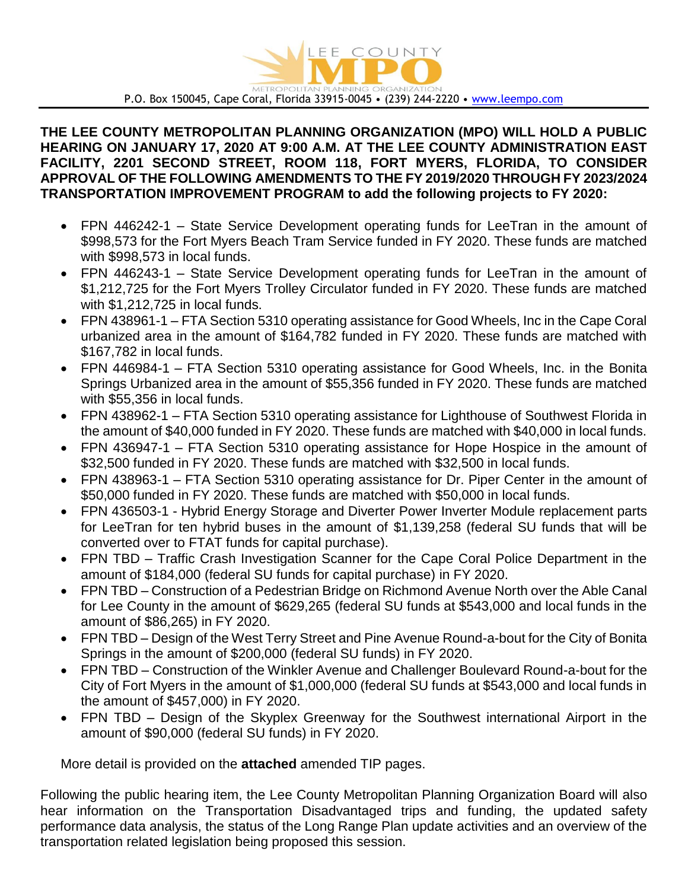LEE COUNTY MPO

METROPOLITAN PLANNING ORGANIZATION

P.O. Box 150045, Cape Coral, Florida 33915-0045 • (239) 244-2220 • www.leempo.com

**THE LEE COUNTY METROPOLITAN PLANNING ORGANIZATION (MPO) WILL HOLD A PUBLIC HEARING ON JANUARY 17, 2020 AT 9:00 A.M. AT THE LEE COUNTY ADMINISTRATION EAST FACILITY, 2201 SECOND STREET, ROOM 118, FORT MYERS, FLORIDA, TO CONSIDER APPROVAL OF THE FOLLOWING AMENDMENTS TO THE FY 2019/2020 THROUGH FY 2023/2024 TRANSPORTATION IMPROVEMENT PROGRAM to add the following projects to FY 2020:**

- FPN 446242-1 – State Service Development operating funds for LeeTran in the amount of $998,573 for the Fort Myers Beach Tram Service funded in FY 2020. These funds are matched with $998,573 in local funds.
- FPN 446243-1 – State Service Development operating funds for LeeTran in the amount of $1,212,725 for the Fort Myers Trolley Circulator funded in FY 2020. These funds are matched with $1,212,725 in local funds.
- FPN 438961-1 – FTA Section 5310 operating assistance for Good Wheels, Inc in the Cape Coral urbanized area in the amount of $164,782 funded in FY 2020. These funds are matched with $167,782 in local funds.
- FPN 446984-1 – FTA Section 5310 operating assistance for Good Wheels, Inc. in the Bonita Springs Urbanized area in the amount of $55,356 funded in FY 2020. These funds are matched with $55,356 in local funds.
- FPN 438962-1 – FTA Section 5310 operating assistance for Lighthouse of Southwest Florida in the amount of $40,000 funded in FY 2020. These funds are matched with $40,000 in local funds.
- FPN 436947-1 – FTA Section 5310 operating assistance for Hope Hospice in the amount of $32,500 funded in FY 2020. These funds are matched with $32,500 in local funds.
- FPN 438963-1 – FTA Section 5310 operating assistance for Dr. Piper Center in the amount of $50,000 funded in FY 2020. These funds are matched with $50,000 in local funds.
- FPN 436503-1 - Hybrid Energy Storage and Diverter Power Inverter Module replacement parts for LeeTran for ten hybrid buses in the amount of $1,139,258 (federal SU funds that will be converted over to FTAT funds for capital purchase).
- FPN TBD – Traffic Crash Investigation Scanner for the Cape Coral Police Department in the amount of $184,000 (federal SU funds for capital purchase) in FY 2020.
- FPN TBD – Construction of a Pedestrian Bridge on Richmond Avenue North over the Able Canal for Lee County in the amount of $629,265 (federal SU funds at $543,000 and local funds in the amount of $86,265) in FY 2020.
- FPN TBD – Design of the West Terry Street and Pine Avenue Round-a-bout for the City of Bonita Springs in the amount of $200,000 (federal SU funds) in FY 2020.
- FPN TBD – Construction of the Winkler Avenue and Challenger Boulevard Round-a-bout for the City of Fort Myers in the amount of $1,000,000 (federal SU funds at $543,000 and local funds in the amount of $457,000) in FY 2020.
- FPN TBD – Design of the Skyplex Greenway for the Southwest international Airport in the amount of $90,000 (federal SU funds) in FY 2020.

More detail is provided on the **attached** amended TIP pages.

Following the public hearing item, the Lee County Metropolitan Planning Organization Board will also hear information on the Transportation Disadvantaged trips and funding, the updated safety performance data analysis, the status of the Long Range Plan update activities and an overview of the transportation related legislation being proposed this session.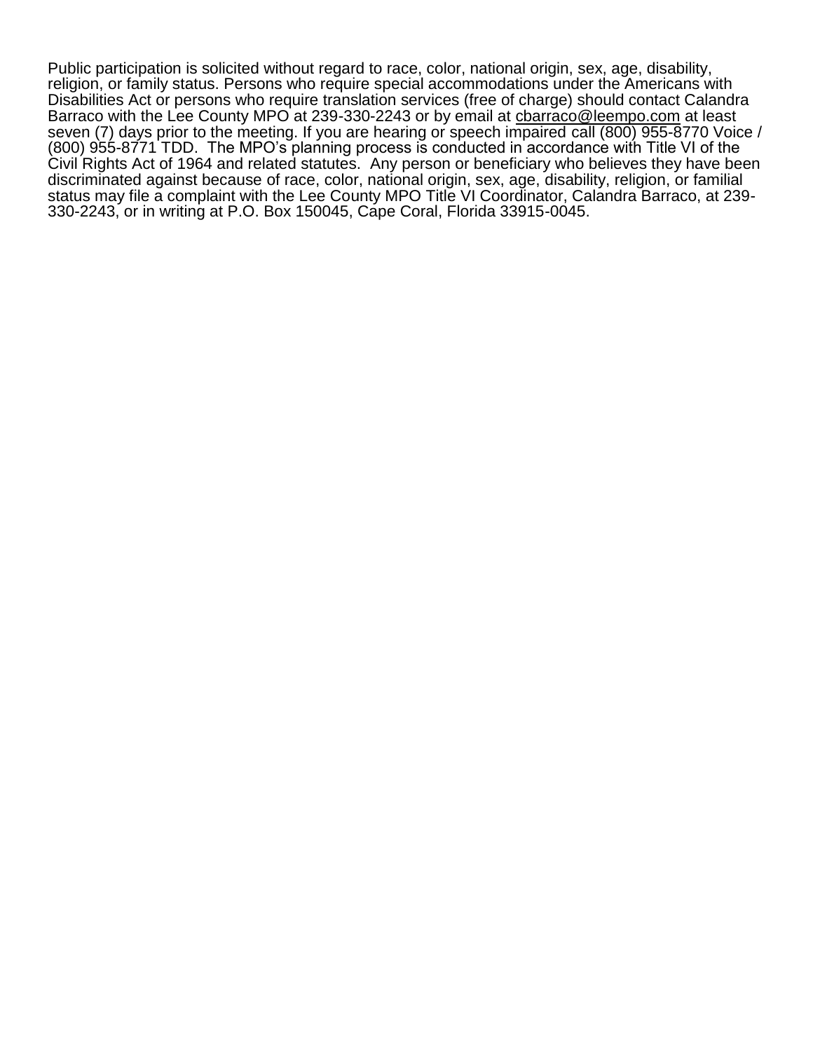Public participation is solicited without regard to race, color, national origin, sex, age, disability, religion, or family status. Persons who require special accommodations under the Americans with Disabilities Act or persons who require translation services (free of charge) should contact Calandra Barraco with the Lee County MPO at 239-330-2243 or by email at cbarraco@leempo.com at least seven (7) days prior to the meeting. If you are hearing or speech impaired call (800) 955-8770 Voice / (800) 955-8771 TDD. The MPO's planning process is conducted in accordance with Title VI of the Civil Rights Act of 1964 and related statutes. Any person or beneficiary who believes they have been discriminated against because of race, color, national origin, sex, age, disability, religion, or familial status may file a complaint with the Lee County MPO Title VI Coordinator, Calandra Barraco, at 239-330-2243, or in writing at P.O. Box 150045, Cape Coral, Florida 33915-0045.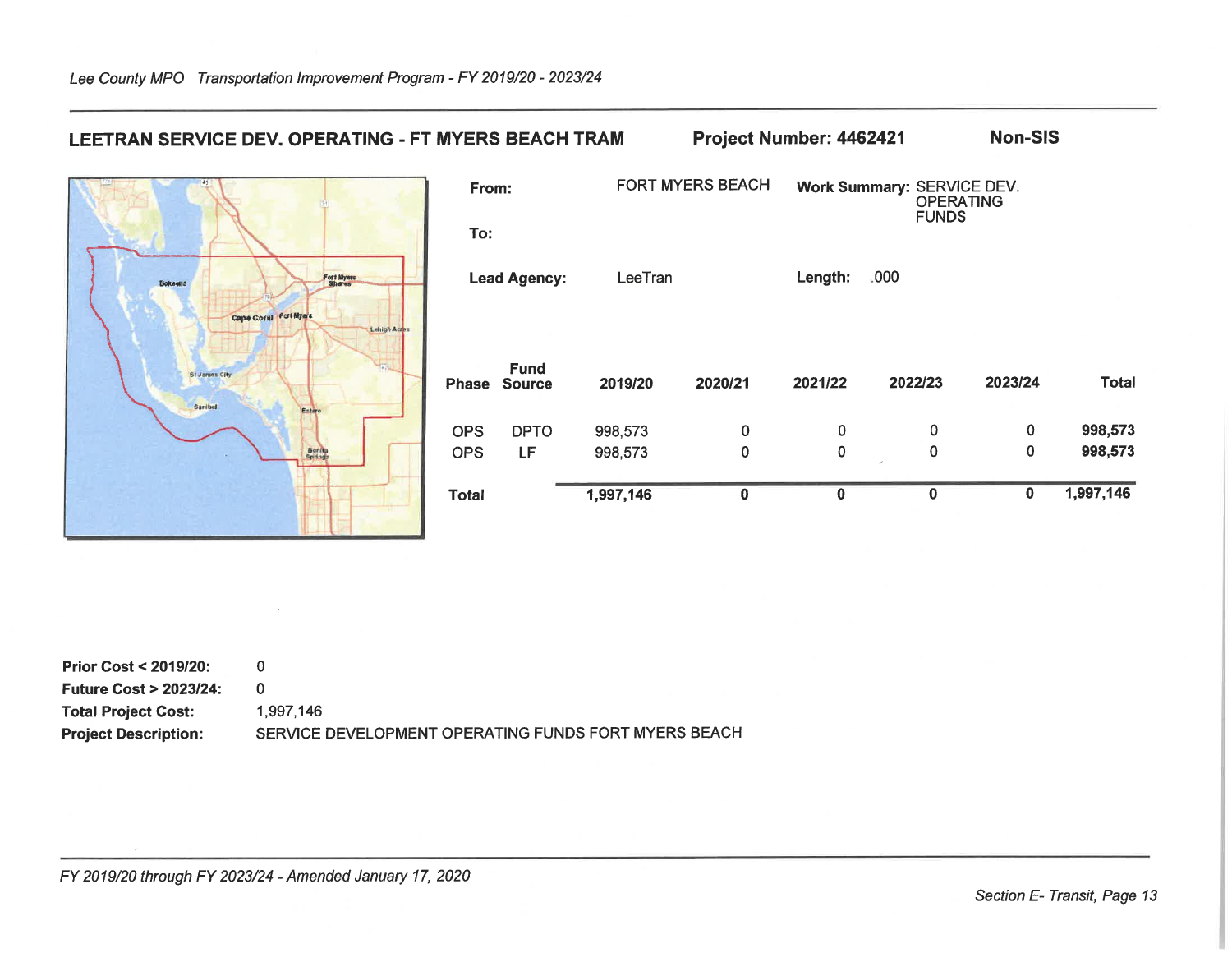## LEETRAN SERVICE DEV. OPERATING - FT MYERS BEACH TRAM

**Project Number: 4462421**

**Non-SIS**

**From:** FORT MYERS BEACH

**To:**

**Work Summary:** SERVICE DEV. OPERATING FUNDS

**Lead Agency:** LeeTran

**Length:** .000

| Phase | Fund Source | 2019/20 | 2020/21 | 2021/22 | 2022/23 | 2023/24 | Total |
|---|---|---|---|---|---|---|---|
| OPS | DPTO | 998,573 | 0 | 0 | 0 | 0 | **998,573** |
| OPS | LF | 998,573 | 0 | 0 | 0 | 0 | **998,573** |
| **Total** | | **1,997,146** | **0** | **0** | **0** | **0** | **1,997,146** |

**Prior Cost < 2019/20:** 0

**Future Cost > 2023/24:** 0

**Total Project Cost:** 1,997,146

**Project Description:** SERVICE DEVELOPMENT OPERATING FUNDS FORT MYERS BEACH

*FY 2019/20 through FY 2023/24 - Amended January 17, 2020*

*Section E- Transit, Page 13*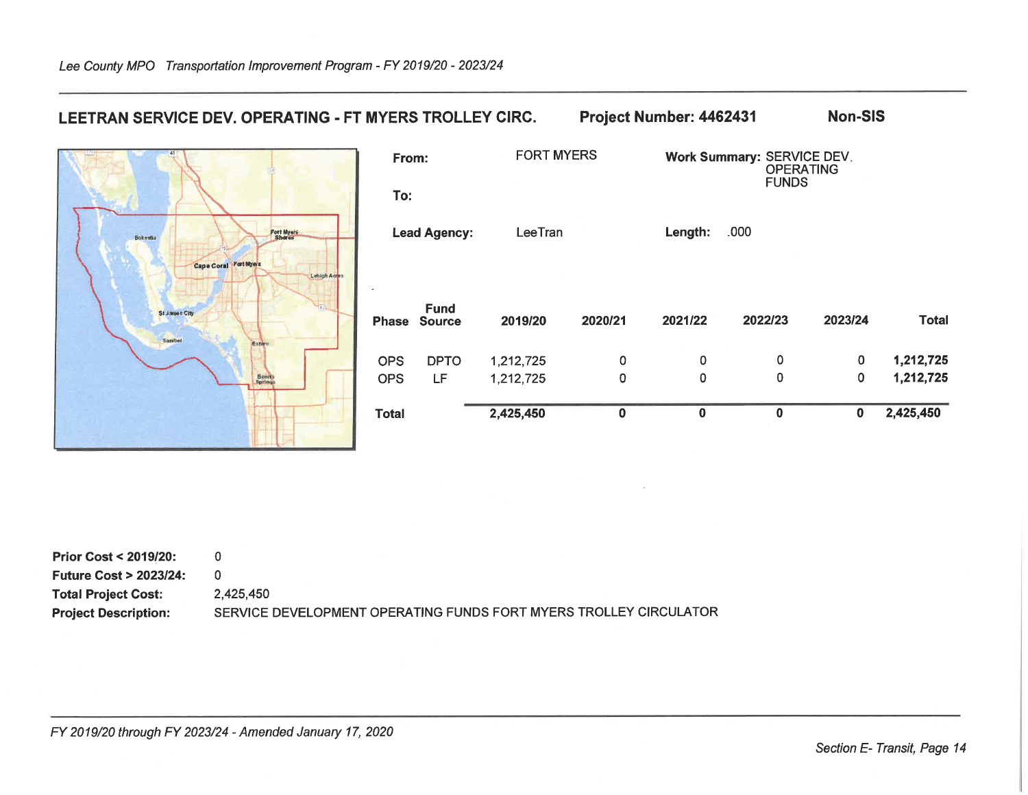## LEETRAN SERVICE DEV. OPERATING - FT MYERS TROLLEY CIRC. Project Number: 4462431 Non-SIS

**From:** FORT MYERS

**To:**

**Lead Agency:** LeeTran

**Work Summary:** SERVICE DEV. OPERATING FUNDS

**Length:** .000

| Phase | Fund Source | 2019/20 | 2020/21 | 2021/22 | 2022/23 | 2023/24 | Total |
|---|---|---|---|---|---|---|---|
| OPS | DPTO | 1,212,725 | 0 | 0 | 0 | 0 | **1,212,725** |
| OPS | LF | 1,212,725 | 0 | 0 | 0 | 0 | **1,212,725** |
| **Total** | | **2,425,450** | **0** | **0** | **0** | **0** | **2,425,450** |

**Prior Cost < 2019/20:** 0

**Future Cost > 2023/24:** 0

**Total Project Cost:** 2,425,450

**Project Description:** SERVICE DEVELOPMENT OPERATING FUNDS FORT MYERS TROLLEY CIRCULATOR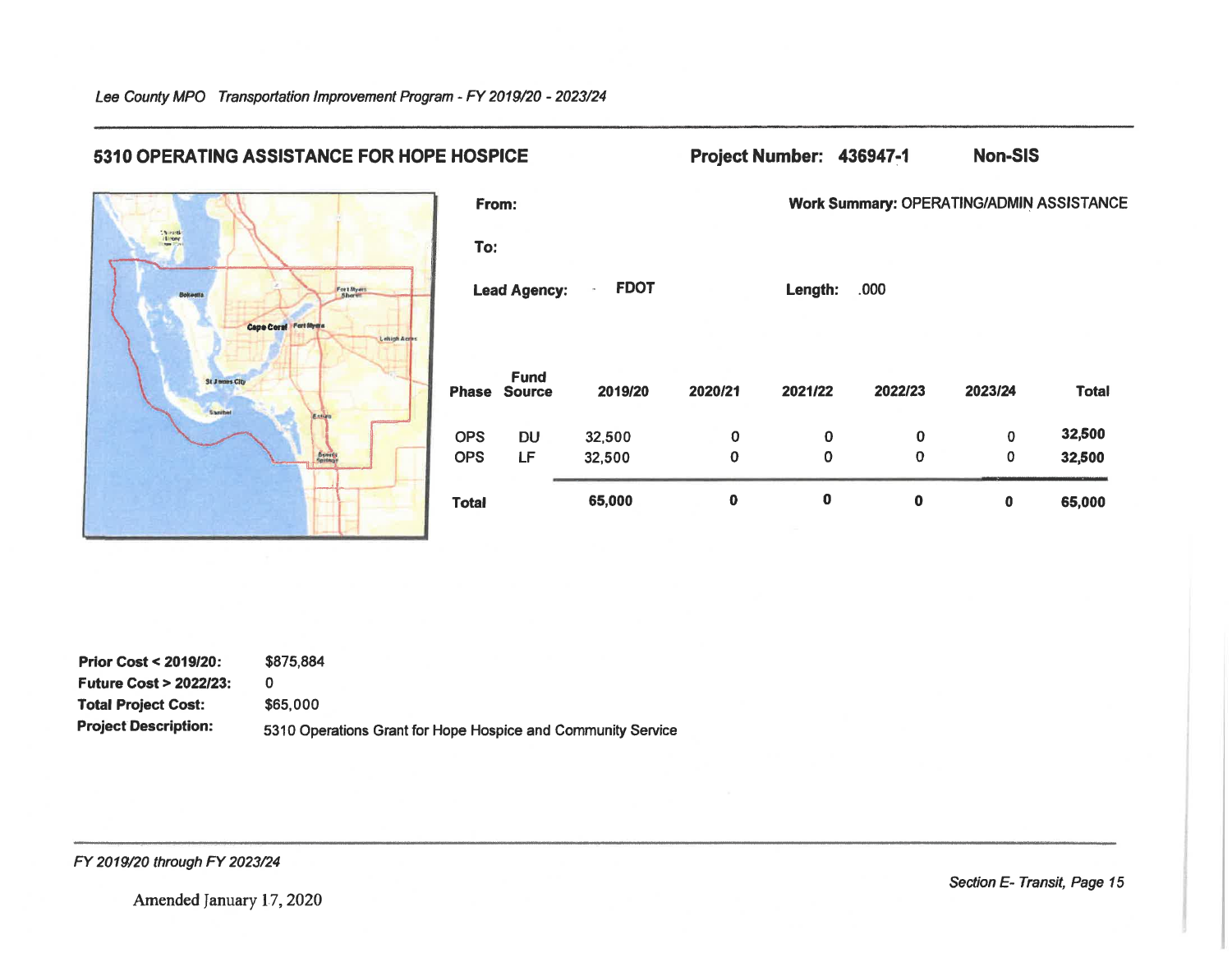## 5310 OPERATING ASSISTANCE FOR HOPE HOSPICE

**Project Number:** 436947-1 **Non-SIS**

**From:**

**To:**

**Lead Agency:** FDOT

**Work Summary:** OPERATING/ADMIN ASSISTANCE

**Length:** .000

| Phase | Fund Source | 2019/20 | 2020/21 | 2021/22 | 2022/23 | 2023/24 | Total |
|---|---|---|---|---|---|---|---|
| OPS | DU | 32,500 | 0 | 0 | 0 | 0 | 32,500 |
| OPS | LF | 32,500 | 0 | 0 | 0 | 0 | 32,500 |
| **Total** | | **65,000** | **0** | **0** | **0** | **0** | **65,000** |

**Prior Cost < 2019/20:** $875,884

**Future Cost > 2022/23:** 0

**Total Project Cost:** $65,000

**Project Description:** 5310 Operations Grant for Hope Hospice and Community Service

Amended January 17, 2020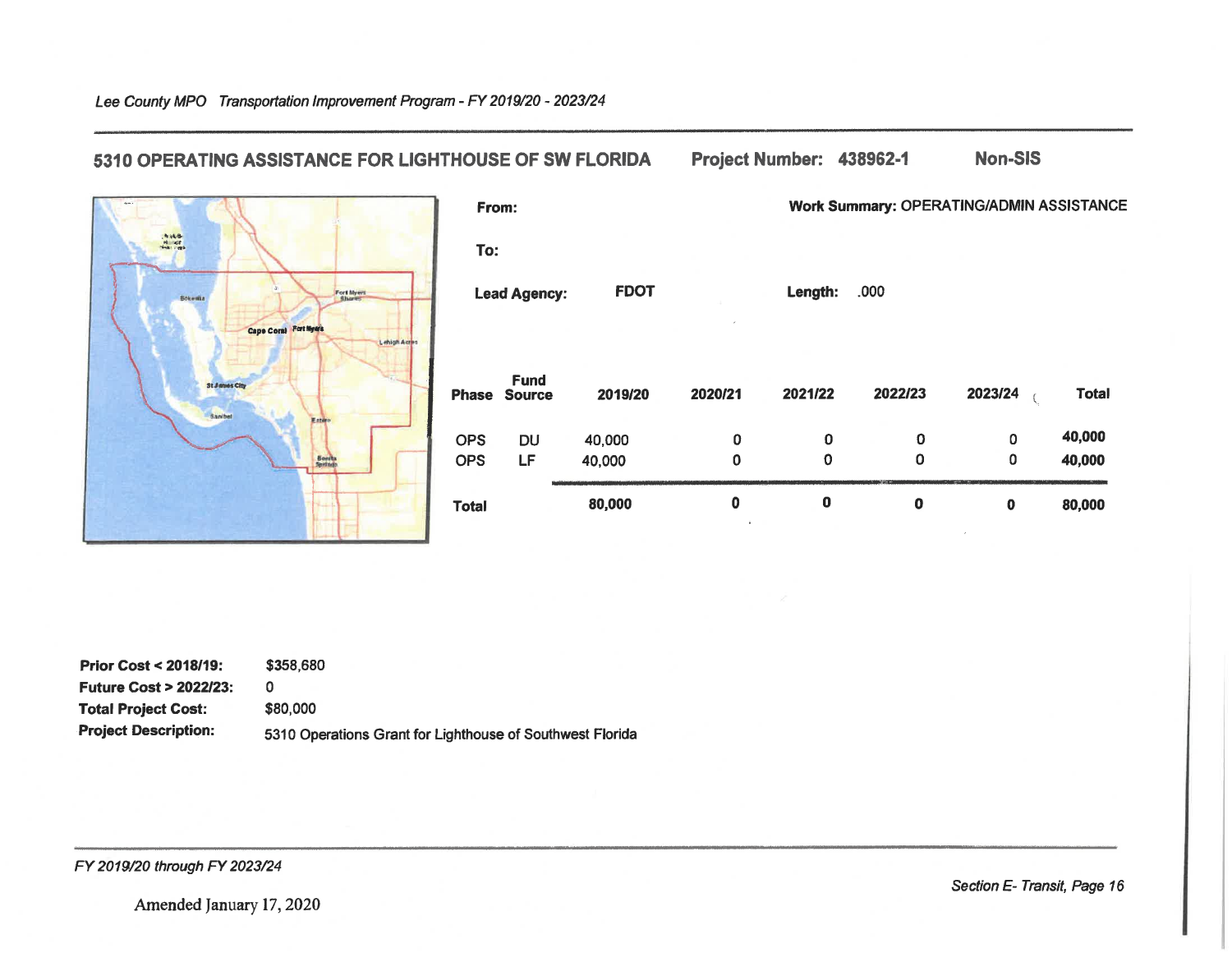## 5310 OPERATING ASSISTANCE FOR LIGHTHOUSE OF SW FLORIDA

**Project Number:** 438962-1 **Non-SIS**

**From:**

**To:**

**Lead Agency:** FDOT

**Work Summary:** OPERATING/ADMIN ASSISTANCE

**Length:** .000

| Phase | Fund Source | 2019/20 | 2020/21 | 2021/22 | 2022/23 | 2023/24 | Total |
|---|---|---|---|---|---|---|---|
| OPS | DU | 40,000 | 0 | 0 | 0 | 0 | 40,000 |
| OPS | LF | 40,000 | 0 | 0 | 0 | 0 | 40,000 |
| **Total** | | **80,000** | **0** | **0** | **0** | **0** | **80,000** |

**Prior Cost < 2018/19:** $358,680

**Future Cost > 2022/23:** 0

**Total Project Cost:** $80,000

**Project Description:** 5310 Operations Grant for Lighthouse of Southwest Florida

Amended January 17, 2020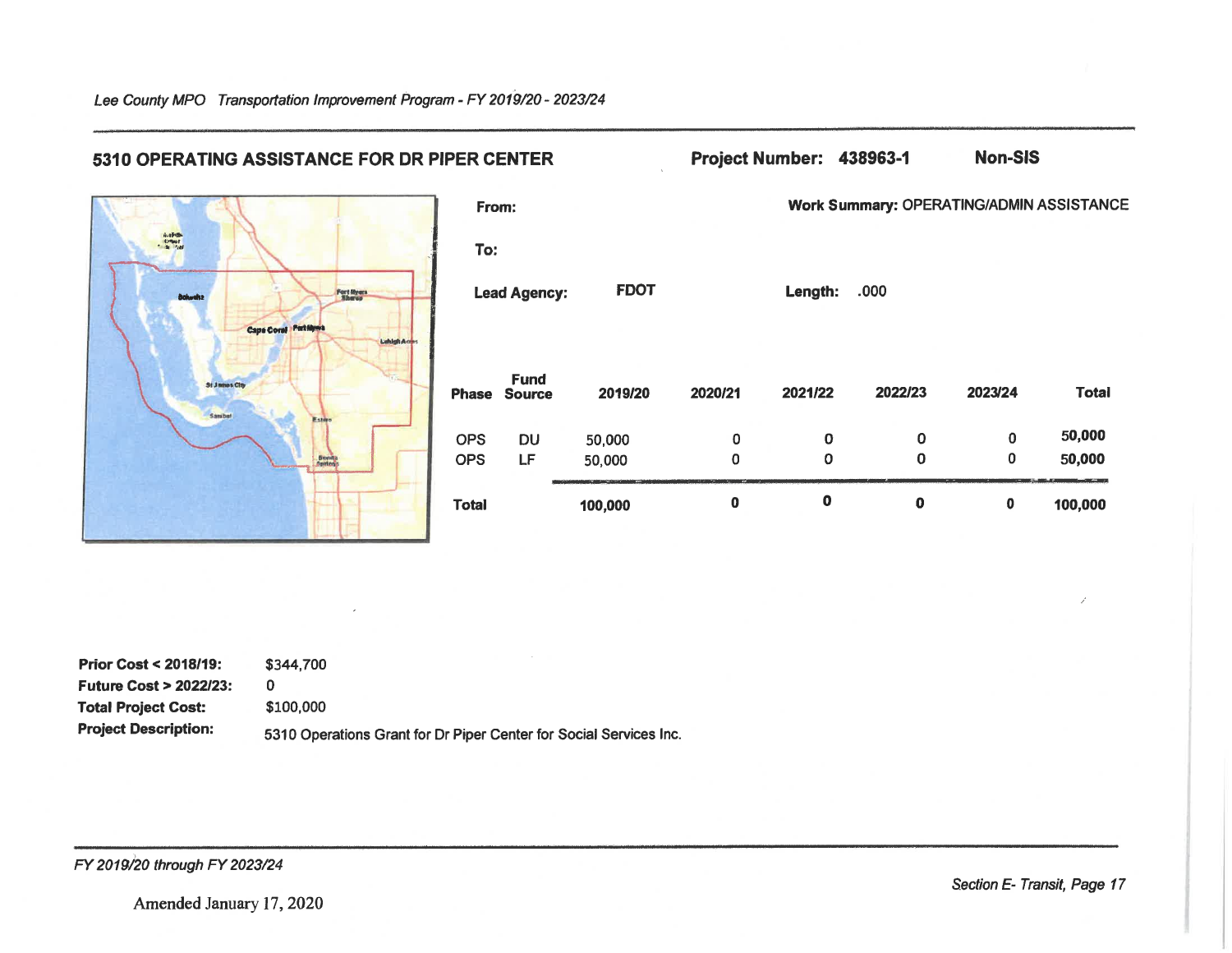## 5310 OPERATING ASSISTANCE FOR DR PIPER CENTER

**Project Number:** 438963-1 **Non-SIS**

**From:**

**To:**

**Work Summary:** OPERATING/ADMIN ASSISTANCE

**Lead Agency:** FDOT

**Length:** .000

| Phase | Fund Source | 2019/20 | 2020/21 | 2021/22 | 2022/23 | 2023/24 | Total |
|---|---|---|---|---|---|---|---|
| OPS | DU | 50,000 | 0 | 0 | 0 | 0 | 50,000 |
| OPS | LF | 50,000 | 0 | 0 | 0 | 0 | 50,000 |
| **Total** | | **100,000** | **0** | **0** | **0** | **0** | **100,000** |

**Prior Cost < 2018/19:** $344,700

**Future Cost > 2022/23:** 0

**Total Project Cost:** $100,000

**Project Description:** 5310 Operations Grant for Dr Piper Center for Social Services Inc.

Amended January 17, 2020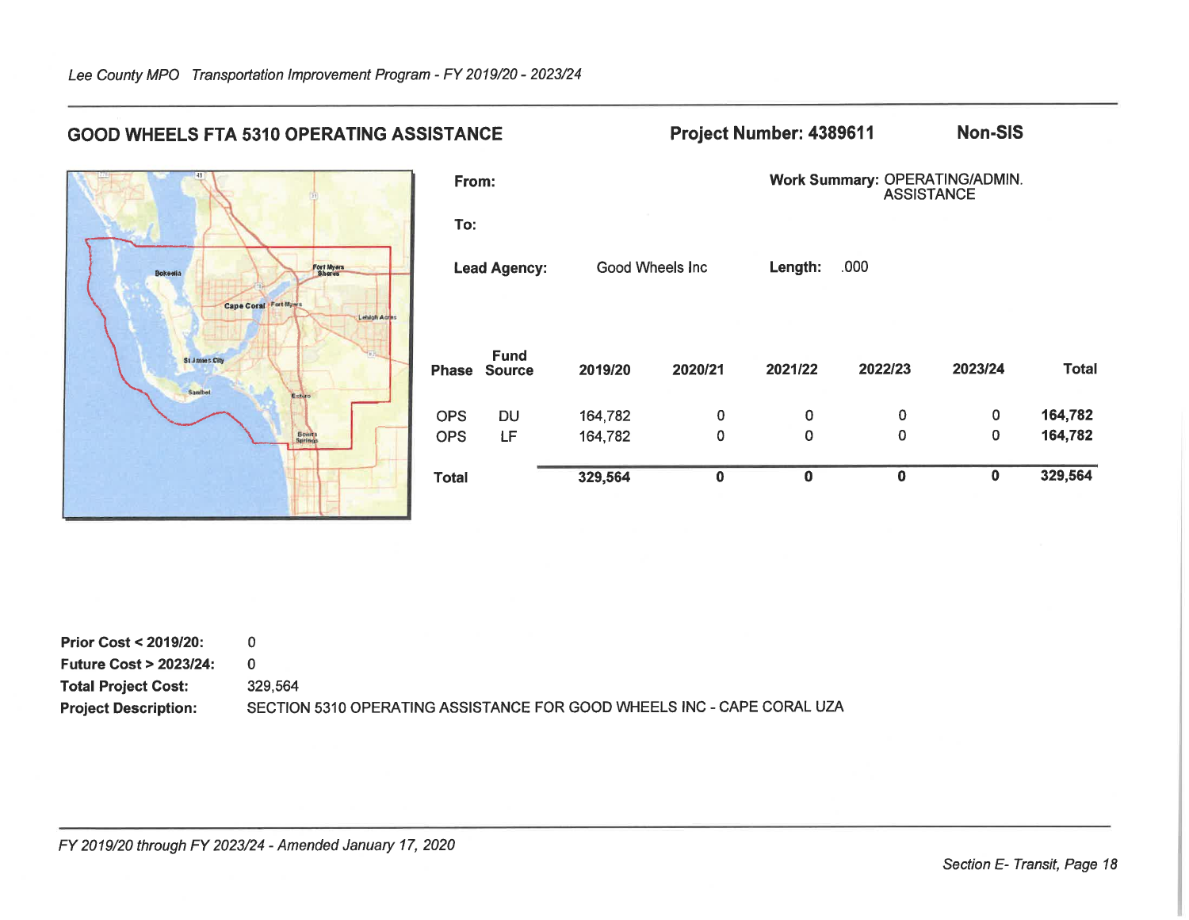## GOOD WHEELS FTA 5310 OPERATING ASSISTANCE

**Project Number: 4389611** **Non-SIS**

**From:**

**To:**

**Work Summary:** OPERATING/ADMIN. ASSISTANCE

**Lead Agency:** Good Wheels Inc

**Length:** .000

| Phase | Fund Source | 2019/20 | 2020/21 | 2021/22 | 2022/23 | 2023/24 | Total |
|---|---|---|---|---|---|---|---|
| OPS | DU | 164,782 | 0 | 0 | 0 | 0 | **164,782** |
| OPS | LF | 164,782 | 0 | 0 | 0 | 0 | **164,782** |
| **Total** | | **329,564** | **0** | **0** | **0** | **0** | **329,564** |

**Prior Cost < 2019/20:** 0

**Future Cost > 2023/24:** 0

**Total Project Cost:** 329,564

**Project Description:** SECTION 5310 OPERATING ASSISTANCE FOR GOOD WHEELS INC - CAPE CORAL UZA

*FY 2019/20 through FY 2023/24 - Amended January 17, 2020*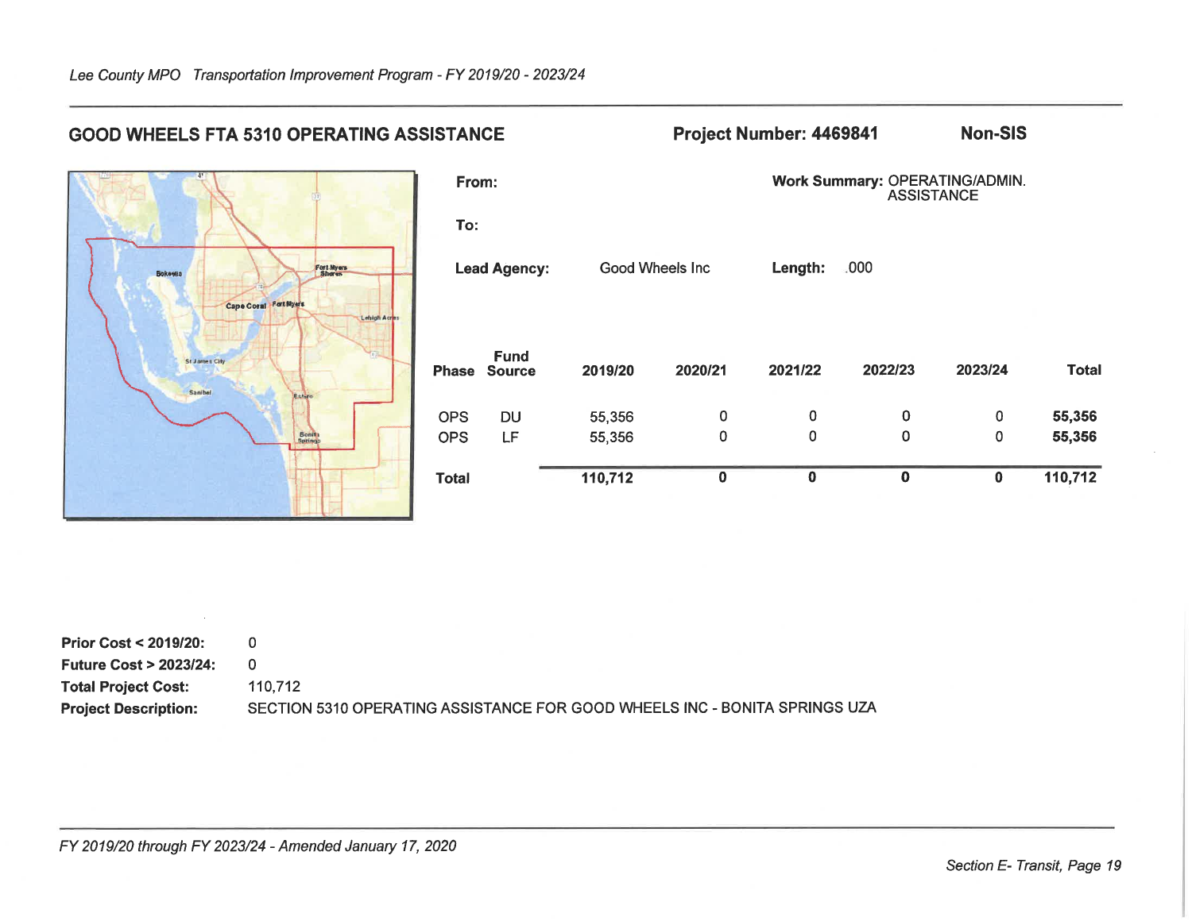## GOOD WHEELS FTA 5310 OPERATING ASSISTANCE

**Project Number: 4469841** **Non-SIS**

**From:**

**To:**

**Lead Agency:** Good Wheels Inc

**Work Summary:** OPERATING/ADMIN. ASSISTANCE

**Length:** .000

| Phase | Fund Source | 2019/20 | 2020/21 | 2021/22 | 2022/23 | 2023/24 | Total |
|---|---|---|---|---|---|---|---|
| OPS | DU | 55,356 | 0 | 0 | 0 | 0 | **55,356** |
| OPS | LF | 55,356 | 0 | 0 | 0 | 0 | **55,356** |
| **Total** | | **110,712** | **0** | **0** | **0** | **0** | **110,712** |

**Prior Cost < 2019/20:** 0

**Future Cost > 2023/24:** 0

**Total Project Cost:** 110,712

**Project Description:** SECTION 5310 OPERATING ASSISTANCE FOR GOOD WHEELS INC - BONITA SPRINGS UZA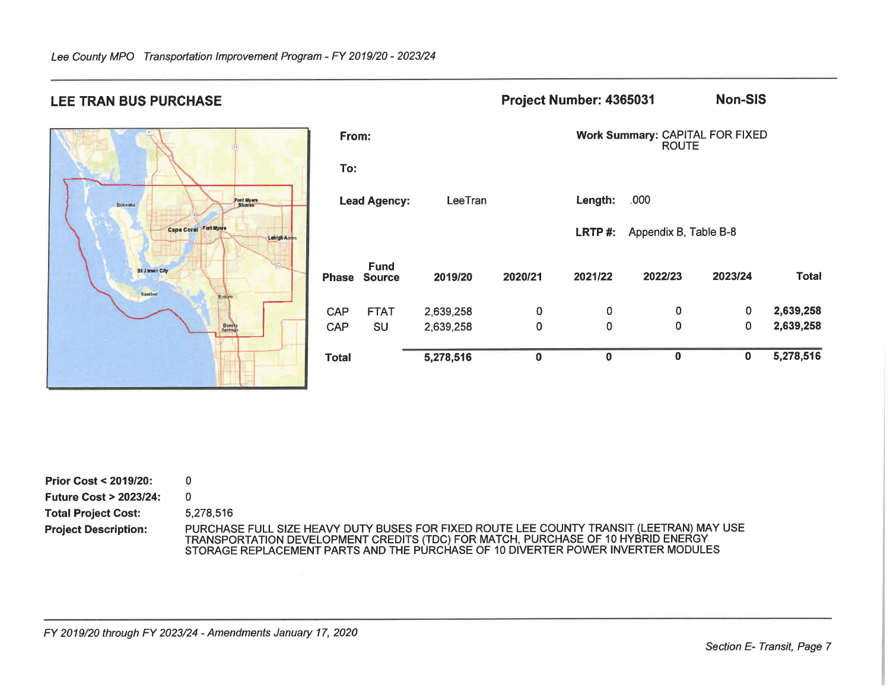## LEE TRAN BUS PURCHASE

**Project Number: 4365031** **Non-SIS**

**From:**

**To:**

**Lead Agency:** LeeTran

**Work Summary:** CAPITAL FOR FIXED ROUTE

**Length:** .000

**LRTP #:** Appendix B, Table B-8

| Phase | Fund Source | 2019/20 | 2020/21 | 2021/22 | 2022/23 | 2023/24 | Total |
|---|---|---|---|---|---|---|---|
| CAP | FTAT | 2,639,258 | 0 | 0 | 0 | 0 | **2,639,258** |
| CAP | SU | 2,639,258 | 0 | 0 | 0 | 0 | **2,639,258** |
| **Total** | | **5,278,516** | **0** | **0** | **0** | **0** | **5,278,516** |

**Prior Cost < 2019/20:** 0

**Future Cost > 2023/24:** 0

**Total Project Cost:** 5,278,516

**Project Description:** PURCHASE FULL SIZE HEAVY DUTY BUSES FOR FIXED ROUTE LEE COUNTY TRANSIT (LEETRAN) MAY USE TRANSPORTATION DEVELOPMENT CREDITS (TDC) FOR MATCH, PURCHASE OF 10 HYBRID ENERGY STORAGE REPLACEMENT PARTS AND THE PURCHASE OF 10 DIVERTER POWER INVERTER MODULES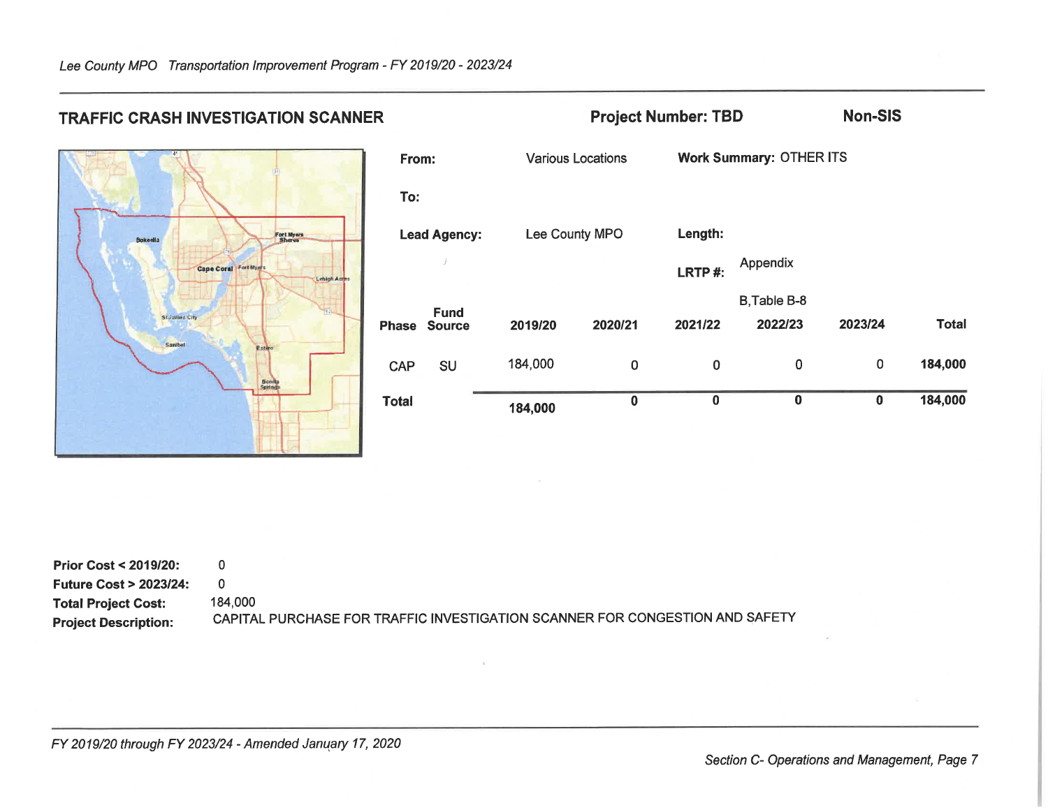## TRAFFIC CRASH INVESTIGATION SCANNER

**Project Number: TBD**

**Non-SIS**

**From:** Various Locations

**To:**

**Work Summary:** OTHER ITS

**Lead Agency:** Lee County MPO

**Length:**

**LRTP #:** Appendix B,Table B-8

| Phase | Fund Source | 2019/20 | 2020/21 | 2021/22 | 2022/23 | 2023/24 | Total |
|---|---|---|---|---|---|---|---|
| CAP | SU | 184,000 | 0 | 0 | 0 | 0 | **184,000** |
| **Total** | | **184,000** | **0** | **0** | **0** | **0** | **184,000** |

**Prior Cost < 2019/20:** 0

**Future Cost > 2023/24:** 0

**Total Project Cost:** 184,000

**Project Description:** CAPITAL PURCHASE FOR TRAFFIC INVESTIGATION SCANNER FOR CONGESTION AND SAFETY

*FY 2019/20 through FY 2023/24 - Amended January 17, 2020*

*Section C- Operations and Management, Page 7*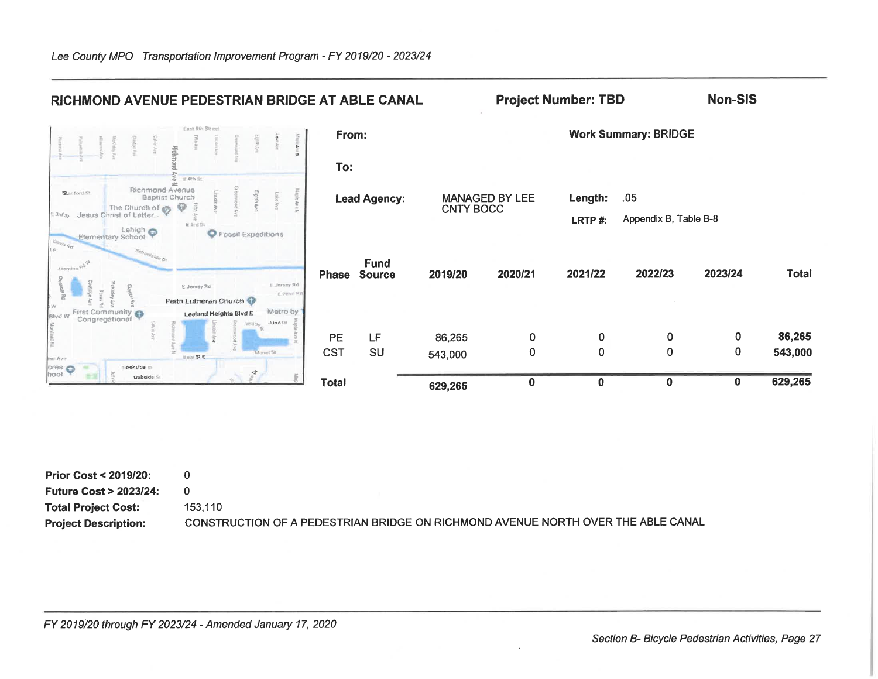## RICHMOND AVENUE PEDESTRIAN BRIDGE AT ABLE CANAL

**Project Number: TBD** **Non-SIS**

**From:**

**To:**

**Lead Agency:** MANAGED BY LEE CNTY BOCC

**Work Summary:** BRIDGE

**Length:** .05

**LRTP #:** Appendix B, Table B-8

| Phase | Fund Source | 2019/20 | 2020/21 | 2021/22 | 2022/23 | 2023/24 | Total |
|---|---|---|---|---|---|---|---|
| PE | LF | 86,265 | 0 | 0 | 0 | 0 | **86,265** |
| CST | SU | 543,000 | 0 | 0 | 0 | 0 | **543,000** |
| **Total** | | **629,265** | **0** | **0** | **0** | **0** | **629,265** |

**Prior Cost < 2019/20:** 0

**Future Cost > 2023/24:** 0

**Total Project Cost:** 153,110

**Project Description:** CONSTRUCTION OF A PEDESTRIAN BRIDGE ON RICHMOND AVENUE NORTH OVER THE ABLE CANAL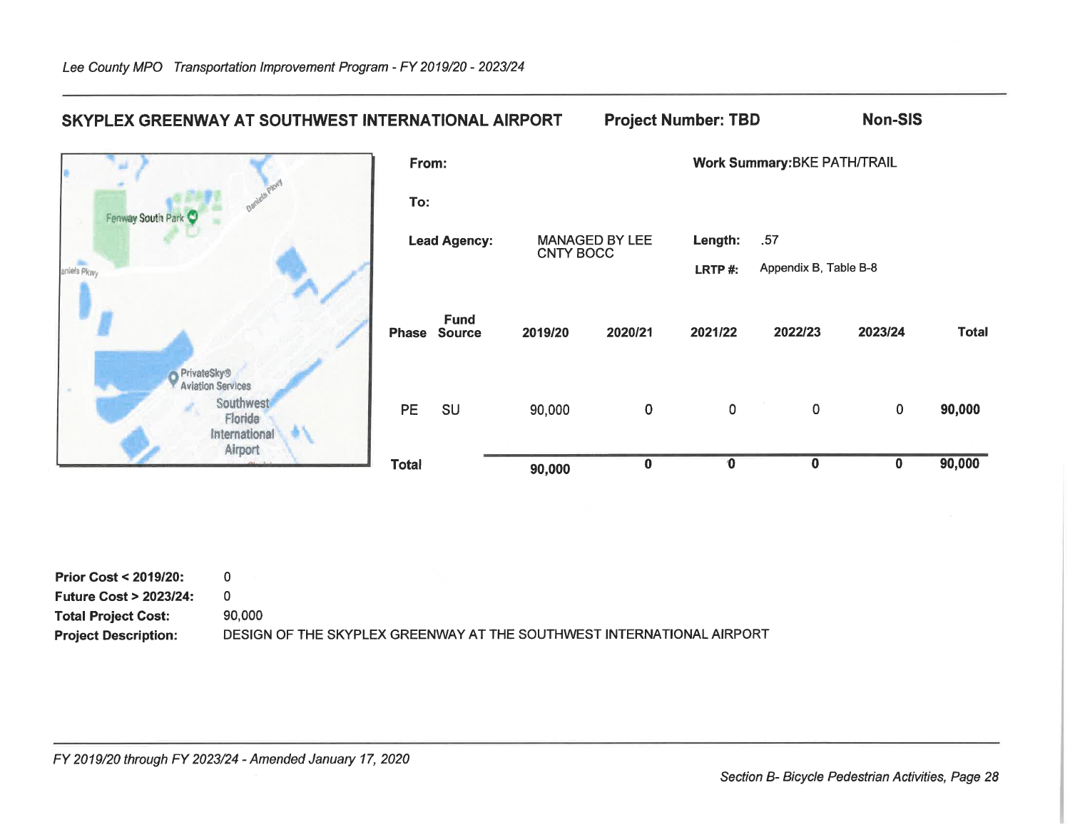## SKYPLEX GREENWAY AT SOUTHWEST INTERNATIONAL AIRPORT

**Project Number: TBD** **Non-SIS**

**From:**

**To:**

**Lead Agency:** MANAGED BY LEE CNTY BOCC

**Work Summary:** BKE PATH/TRAIL

**Length:** .57

**LRTP #:** Appendix B, Table B-8

| Phase | Fund Source | 2019/20 | 2020/21 | 2021/22 | 2022/23 | 2023/24 | Total |
|---|---|---|---|---|---|---|---|
| PE | SU | 90,000 | 0 | 0 | 0 | 0 | **90,000** |
| **Total** | | **90,000** | **0** | **0** | **0** | **0** | **90,000** |

**Prior Cost < 2019/20:** 0

**Future Cost > 2023/24:** 0

**Total Project Cost:** 90,000

**Project Description:** DESIGN OF THE SKYPLEX GREENWAY AT THE SOUTHWEST INTERNATIONAL AIRPORT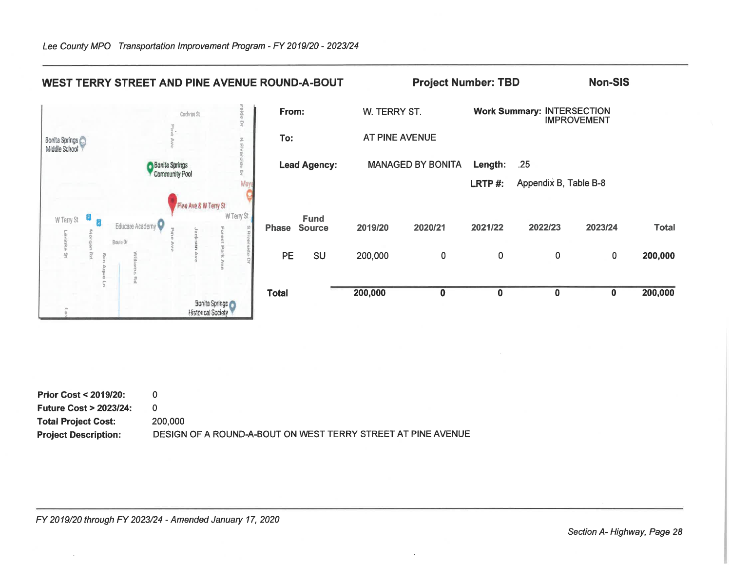## WEST TERRY STREET AND PINE AVENUE ROUND-A-BOUT

**Project Number: TBD**

**Non-SIS**

**From:** W. TERRY ST.

**To:** AT PINE AVENUE

**Lead Agency:** MANAGED BY BONITA

**Work Summary:** INTERSECTION IMPROVEMENT

**Length:** .25

**LRTP #:** Appendix B, Table B-8

| Phase | Fund Source | 2019/20 | 2020/21 | 2021/22 | 2022/23 | 2023/24 | Total |
|---|---|---|---|---|---|---|---|
| PE | SU | 200,000 | 0 | 0 | 0 | 0 | **200,000** |
| **Total** | | **200,000** | **0** | **0** | **0** | **0** | **200,000** |

**Prior Cost < 2019/20:** 0

**Future Cost > 2023/24:** 0

**Total Project Cost:** 200,000

**Project Description:** DESIGN OF A ROUND-A-BOUT ON WEST TERRY STREET AT PINE AVENUE

*FY 2019/20 through FY 2023/24 - Amended January 17, 2020*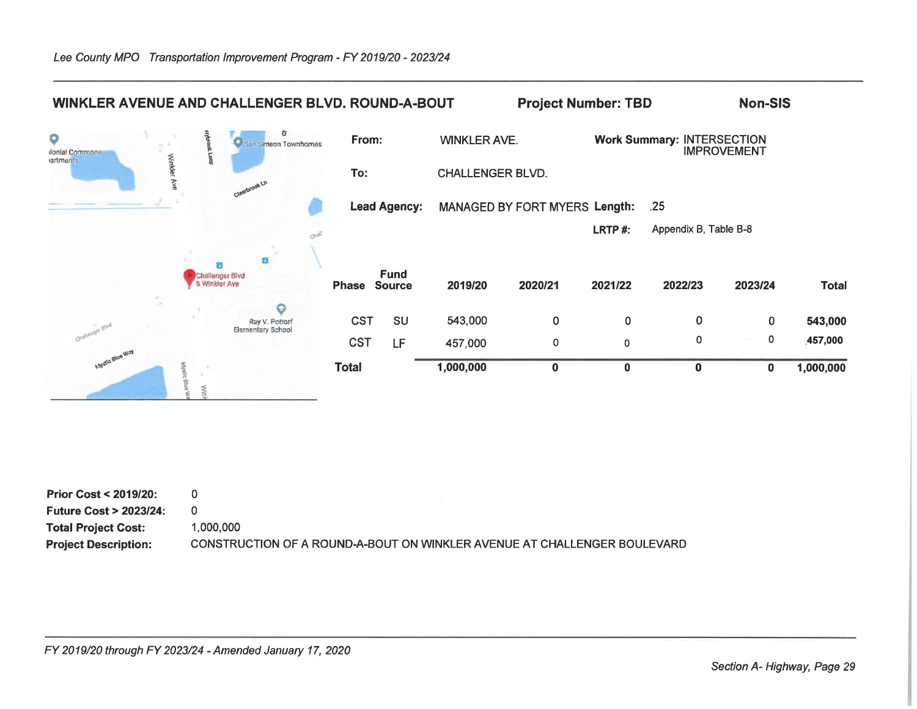## WINKLER AVENUE AND CHALLENGER BLVD. ROUND-A-BOUT

**Project Number: TBD** **Non-SIS**

**From:** WINKLER AVE.

**To:** CHALLENGER BLVD.

**Lead Agency:** MANAGED BY FORT MYERS

**Work Summary:** INTERSECTION IMPROVEMENT

**Length:** .25

**LRTP #:** Appendix B, Table B-8

| Phase | Fund Source | 2019/20 | 2020/21 | 2021/22 | 2022/23 | 2023/24 | Total |
|---|---|---|---|---|---|---|---|
| CST | SU | 543,000 | 0 | 0 | 0 | 0 | **543,000** |
| CST | LF | 457,000 | 0 | 0 | 0 | 0 | **457,000** |
| **Total** | | **1,000,000** | **0** | **0** | **0** | **0** | **1,000,000** |

**Prior Cost < 2019/20:** 0

**Future Cost > 2023/24:** 0

**Total Project Cost:** 1,000,000

**Project Description:** CONSTRUCTION OF A ROUND-A-BOUT ON WINKLER AVENUE AT CHALLENGER BOULEVARD

*FY 2019/20 through FY 2023/24 - Amended January 17, 2020*

*Section A- Highway*